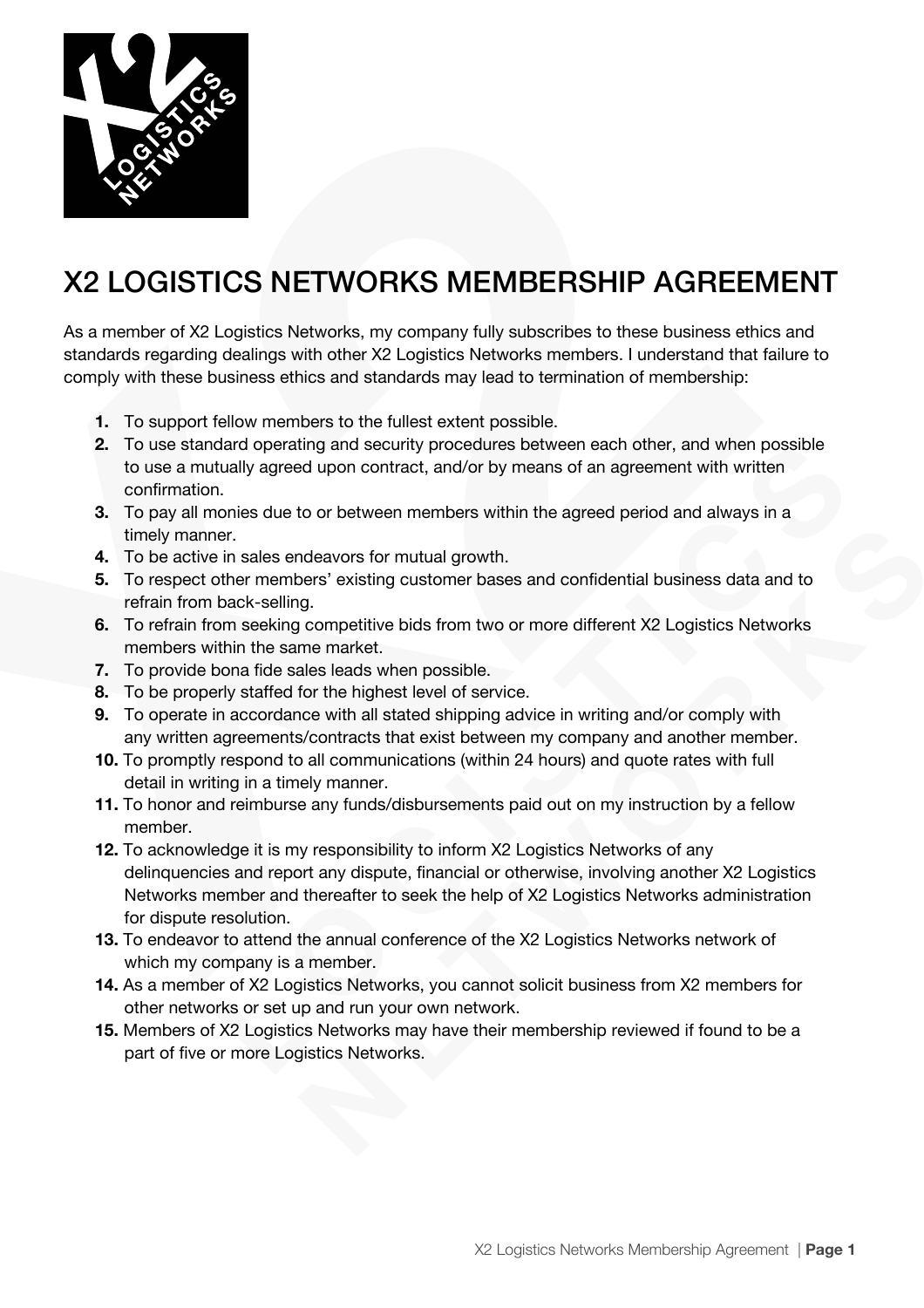# X2 LOGISTICS NETWORKS MEMBERSHIP AGREEMENT

As a member of X2 Logistics Networks, my company fully subscribes to these business ethics and standards regarding dealings with other X2 Logistics Networks members. I understand that failure to comply with these business ethics and standards may lead to termination of membership:

1. To support fellow members to the fullest extent possible.
2. To use standard operating and security procedures between each other, and when possible to use a mutually agreed upon contract, and/or by means of an agreement with written confirmation.
3. To pay all monies due to or between members within the agreed period and always in a timely manner.
4. To be active in sales endeavors for mutual growth.
5. To respect other members' existing customer bases and confidential business data and to refrain from back-selling.
6. To refrain from seeking competitive bids from two or more different X2 Logistics Networks members within the same market.
7. To provide bona fide sales leads when possible.
8. To be properly staffed for the highest level of service.
9. To operate in accordance with all stated shipping advice in writing and/or comply with any written agreements/contracts that exist between my company and another member.
10. To promptly respond to all communications (within 24 hours) and quote rates with full detail in writing in a timely manner.
11. To honor and reimburse any funds/disbursements paid out on my instruction by a fellow member.
12. To acknowledge it is my responsibility to inform X2 Logistics Networks of any delinquencies and report any dispute, financial or otherwise, involving another X2 Logistics Networks member and thereafter to seek the help of X2 Logistics Networks administration for dispute resolution.
13. To endeavor to attend the annual conference of the X2 Logistics Networks network of which my company is a member.
14. As a member of X2 Logistics Networks, you cannot solicit business from X2 members for other networks or set up and run your own network.
15. Members of X2 Logistics Networks may have their membership reviewed if found to be a part of five or more Logistics Networks.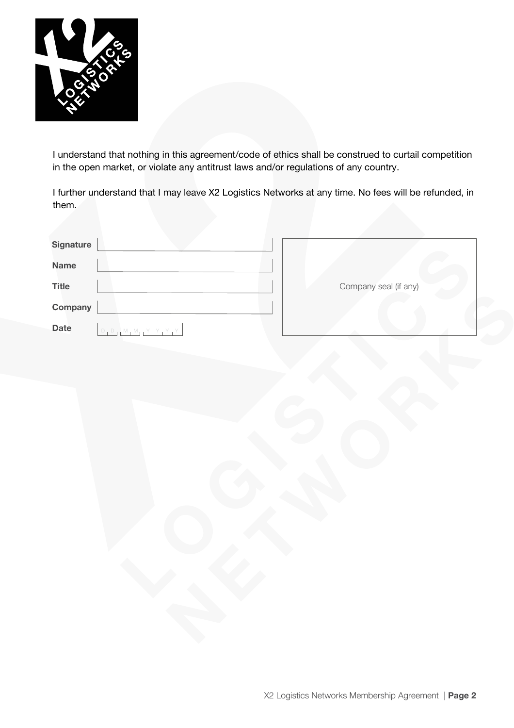I understand that nothing in this agreement/code of ethics shall be construed to curtail competition in the open market, or violate any antitrust laws and/or regulations of any country.

I further understand that I may leave X2 Logistics Networks at any time. No fees will be refunded, in them.

**Signature**

**Name**

**Title**

**Company**

**Date** D D M M Y Y Y Y

Company seal (if any)